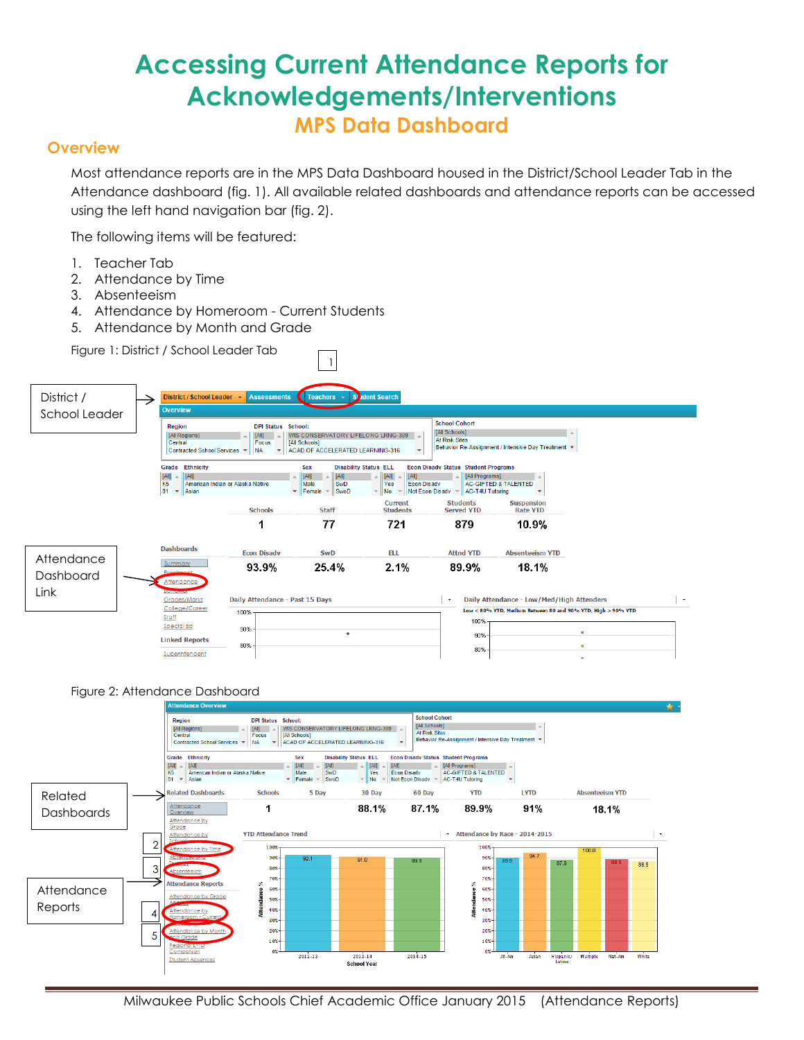# Accessing Current Attendance Reports for Acknowledgements/Interventions

## MPS Data Dashboard

### Overview

Most attendance reports are in the MPS Data Dashboard housed in the District/School Leader Tab in the Attendance dashboard (fig. 1). All available related dashboards and attendance reports can be accessed using the left hand navigation bar (fig. 2).

The following items will be featured:

1. Teacher Tab
2. Attendance by Time
3. Absenteeism
4. Attendance by Homeroom - Current Students
5. Attendance by Month and Grade

Figure 1: District / School Leader Tab

Figure 2: Attendance Dashboard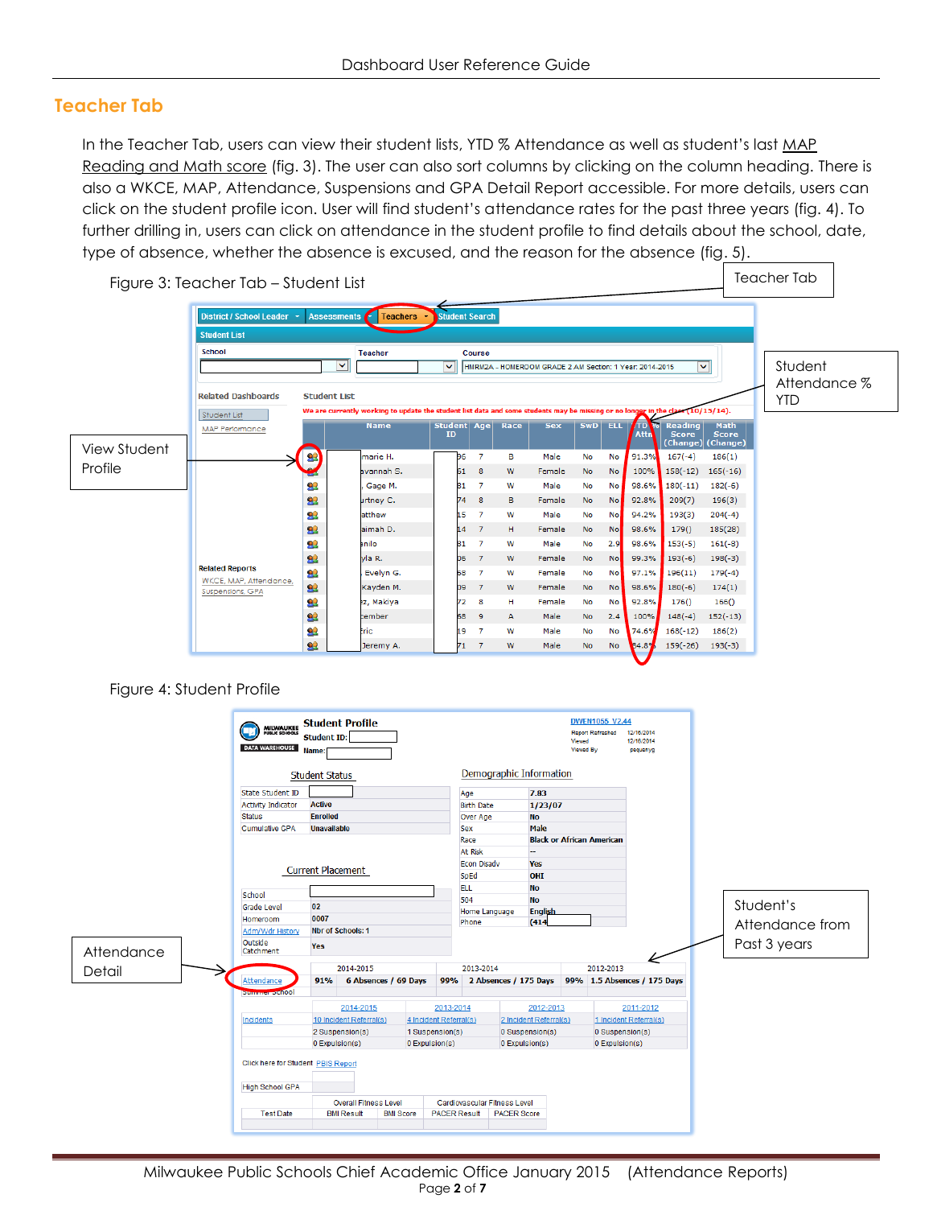## Teacher Tab

In the Teacher Tab, users can view their student lists, YTD % Attendance as well as student's last MAP Reading and Math score (fig. 3). The user can also sort columns by clicking on the column heading. There is also a WKCE, MAP, Attendance, Suspensions and GPA Detail Report accessible. For more details, users can click on the student profile icon. User will find student's attendance rates for the past three years (fig. 4). To further drilling in, users can click on attendance in the student profile to find details about the school, date, type of absence, whether the absence is excused, and the reason for the absence (fig. 5).

Figure 3: Teacher Tab – Student List

Teacher Tab

Student Attendance % YTD

View Student Profile

| Name | Student ID | Age | Race | Sex | SwD | ELL | YTD % Attn | Reading Score (Change) | Math Score (Change) |
|---|---|---|---|---|---|---|---|---|---|
| marie H. | 96 | 7 | B | Male | No | No | 91.3% | 167(-4) | 186(1) |
| vannah S. | 61 | 8 | W | Female | No | No | 100% | 158(-12) | 165(-16) |
| , Gage M. | 81 | 7 | W | Male | No | No | 98.6% | 180(-11) | 182(-6) |
| rtney C. | 74 | 8 | B | Female | No | No | 92.8% | 209(7) | 196(3) |
| atthew | 15 | 7 | W | Male | No | No | 94.2% | 193(3) | 204(-4) |
| aimah D. | 14 | 7 | H | Female | No | No | 98.6% | 179() | 185(28) |
| nilo | 81 | 7 | W | Male | No | 2.9 | 98.6% | 153(-5) | 161(-8) |
| yla R. | 06 | 7 | W | Female | No | No | 99.3% | 193(-6) | 198(-3) |
| Evelyn G. | 68 | 7 | W | Female | No | No | 97.1% | 196(11) | 179(-4) |
| Kayden M. | 09 | 7 | W | Female | No | No | 98.6% | 180(-6) | 174(1) |
| z, Makiya | 72 | 8 | H | Female | No | No | 92.8% | 176() | 166() |
| cember | 68 | 9 | A | Male | No | 2.4 | 100% | 148(-4) | 152(-13) |
| ric | 19 | 7 | W | Male | No | No | 74.6% | 168(-12) | 186(2) |
| Jeremy A. | 71 | 7 | W | Male | No | No | 84.8% | 159(-26) | 193(-3) |

Figure 4: Student Profile

Attendance Detail

Student's Attendance from Past 3 years

| | 2014-2015 | | 2013-2014 | | 2012-2013 | |
|---|---|---|---|---|---|---|
| Attendance | 91% | 6 Absences / 69 Days | 99% | 2 Absences / 175 Days | 99% | 1.5 Absences / 175 Days |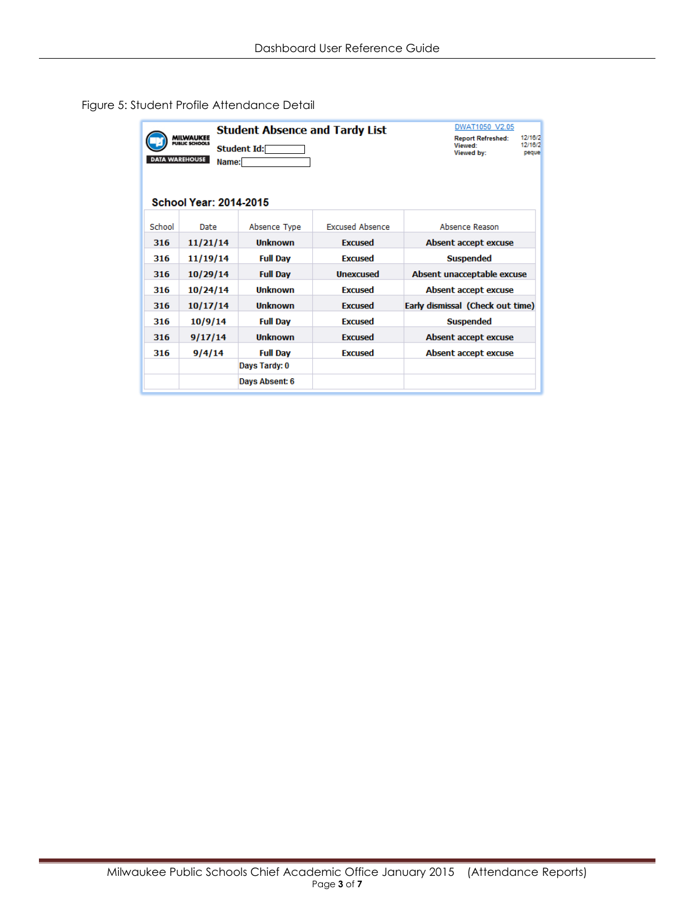Figure 5: Student Profile Attendance Detail

**Student Absence and Tardy List**

MILWAUKEE PUBLIC SCHOOLS
DATA WAREHOUSE

DWAT1050_V2.05

**Student Id:**
**Name:**

**Report Refreshed:** 12/16/2
**Viewed:** 12/16/2
**Viewed by:** peque

**School Year: 2014-2015**

| School | Date | Absence Type | Excused Absence | Absence Reason |
|---|---|---|---|---|
| **316** | **11/21/14** | **Unknown** | **Excused** | **Absent accept excuse** |
| **316** | **11/19/14** | **Full Day** | **Excused** | **Suspended** |
| **316** | **10/29/14** | **Full Day** | **Unexcused** | **Absent unacceptable excuse** |
| **316** | **10/24/14** | **Unknown** | **Excused** | **Absent accept excuse** |
| **316** | **10/17/14** | **Unknown** | **Excused** | **Early dismissal (Check out time)** |
| **316** | **10/9/14** | **Full Day** | **Excused** | **Suspended** |
| **316** | **9/17/14** | **Unknown** | **Excused** | **Absent accept excuse** |
| **316** | **9/4/14** | **Full Day** | **Excused** | **Absent accept excuse** |
| | | **Days Tardy: 0** | | |
| | | **Days Absent: 6** | | |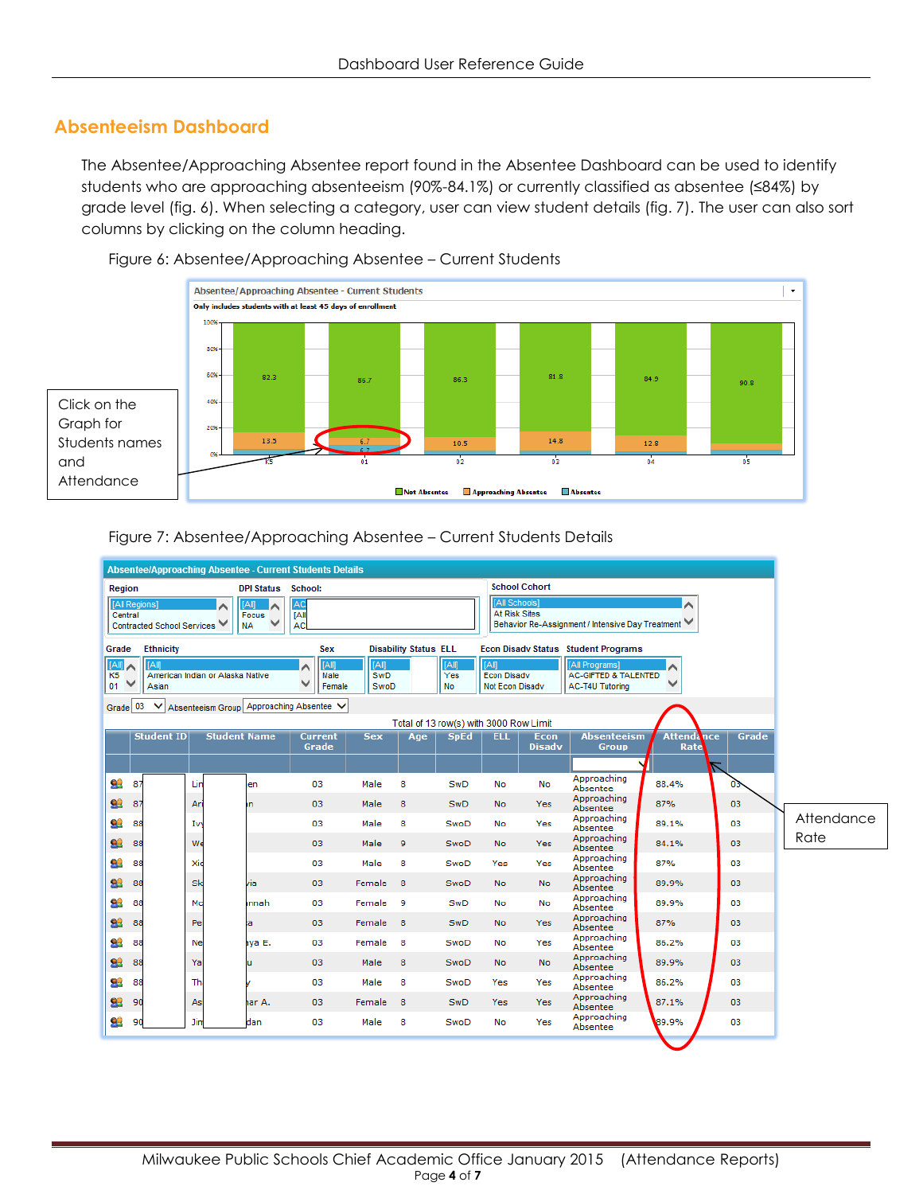## Absenteeism Dashboard

The Absentee/Approaching Absentee report found in the Absentee Dashboard can be used to identify students who are approaching absenteeism (90%-84.1%) or currently classified as absentee (≤84%) by grade level (fig. 6). When selecting a category, user can view student details (fig. 7). The user can also sort columns by clicking on the column heading.

Figure 6: Absentee/Approaching Absentee – Current Students

Click on the Graph for Students names and Attendance

Figure 7: Absentee/Approaching Absentee – Current Students Details

Attendance Rate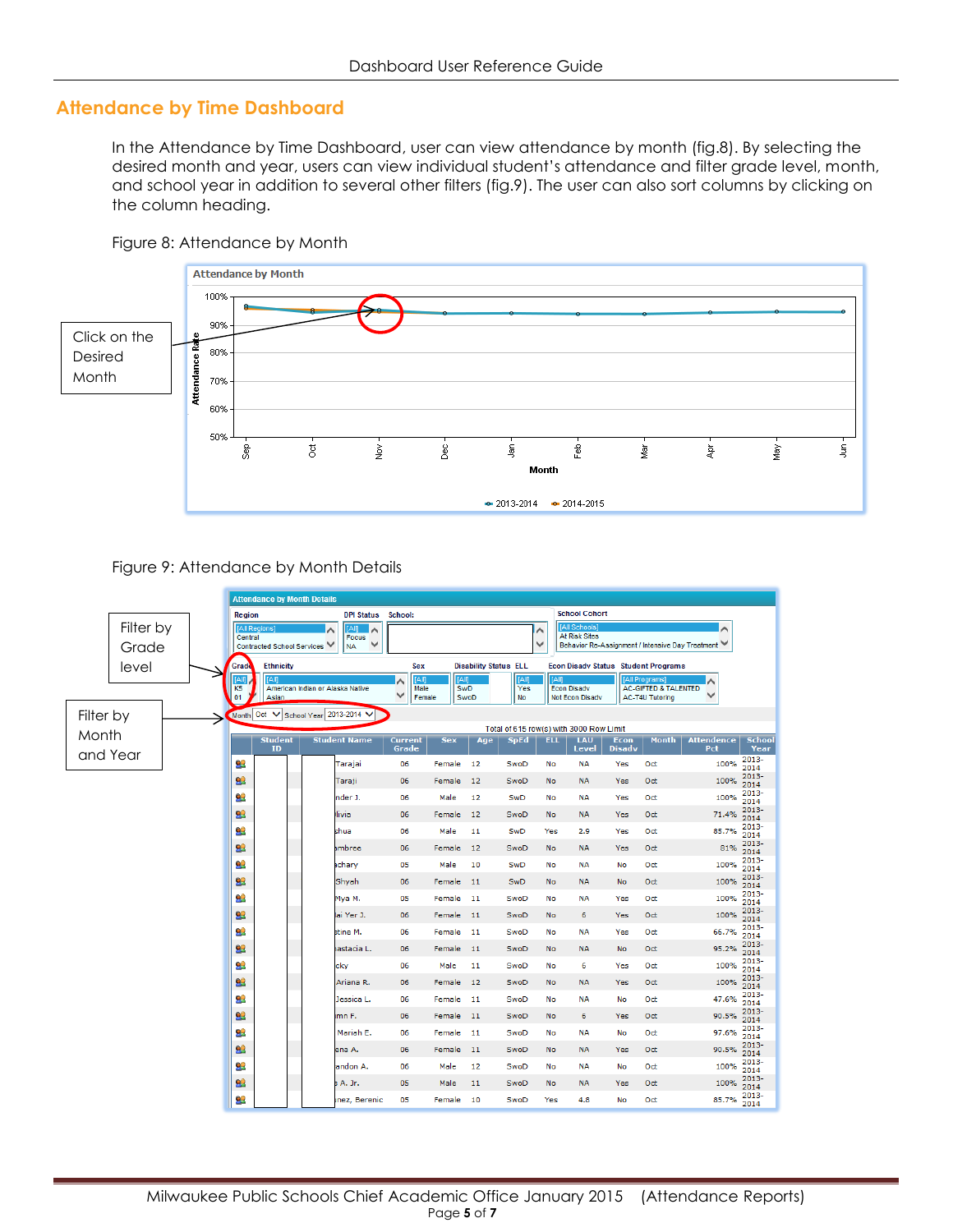## Attendance by Time Dashboard

In the Attendance by Time Dashboard, user can view attendance by month (fig.8). By selecting the desired month and year, users can view individual student's attendance and filter grade level, month, and school year in addition to several other filters (fig.9). The user can also sort columns by clicking on the column heading.

Figure 8: Attendance by Month

Click on the Desired Month

Figure 9: Attendance by Month Details

Filter by Grade level

Filter by Month and Year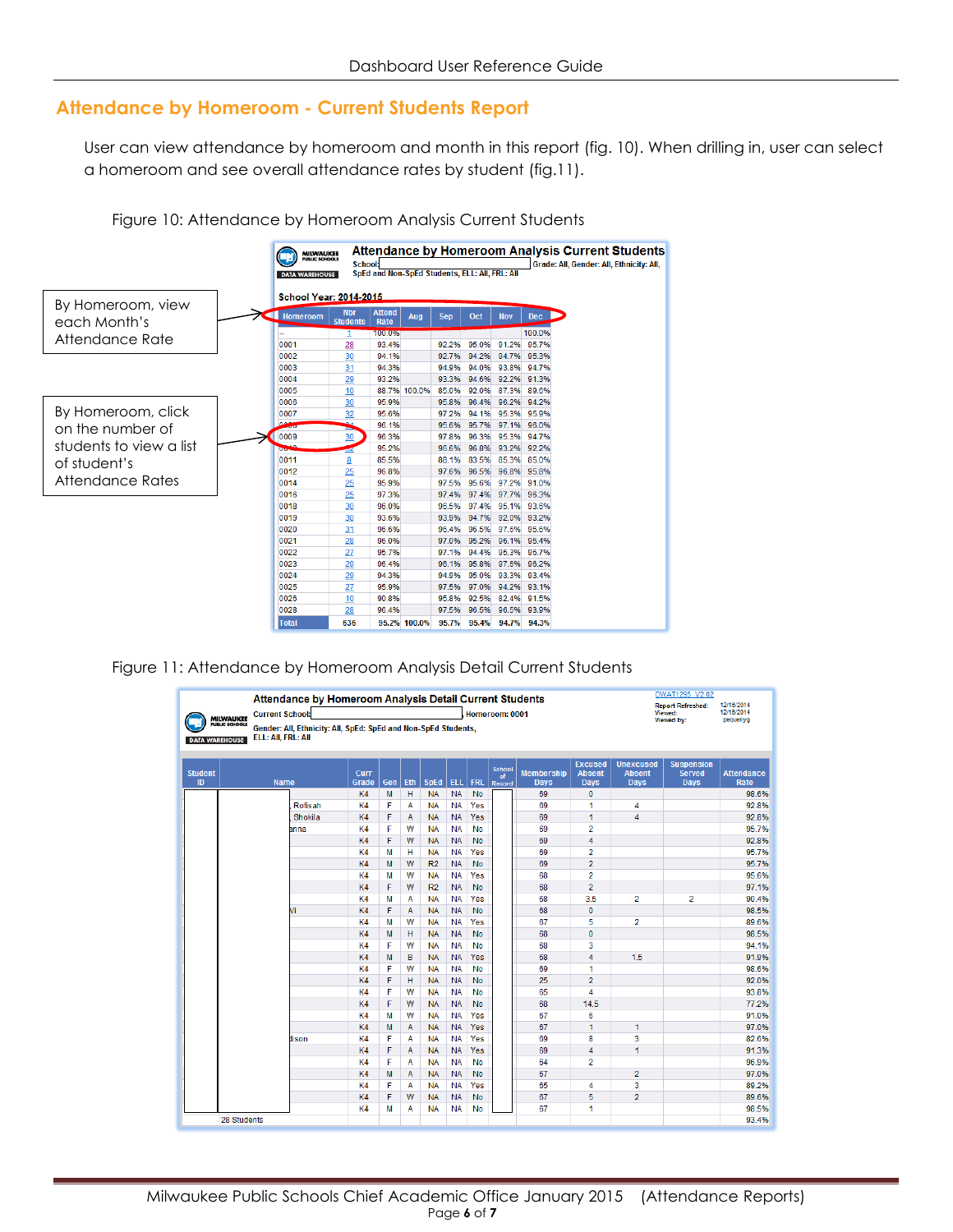## Attendance by Homeroom - Current Students Report

User can view attendance by homeroom and month in this report (fig. 10). When drilling in, user can select a homeroom and see overall attendance rates by student (fig.11).

Figure 10: Attendance by Homeroom Analysis Current Students

By Homeroom, view each Month's Attendance Rate

By Homeroom, click on the number of students to view a list of student's Attendance Rates

**Attendance by Homeroom Analysis Current Students**

School: Grade: All, Gender: All, Ethnicity: All, SpEd and Non-SpEd Students, ELL: All, FRL: All

School Year: 2014-2015

| Homeroom | Nbr Students | Attend Rate | Aug | Sep | Oct | Nov | Dec |
|---|---|---|---|---|---|---|---|
| -- | 1 | 100.0% | | | | | 100.0% |
| 0001 | 28 | 93.4% | | 92.2% | 95.0% | 91.2% | 95.7% |
| 0002 | 30 | 94.1% | | 92.7% | 94.2% | 94.7% | 95.3% |
| 0003 | 31 | 94.3% | | 94.9% | 94.0% | 93.8% | 94.7% |
| 0004 | 29 | 93.2% | | 93.3% | 94.6% | 92.2% | 91.3% |
| 0005 | 10 | 88.7% | 100.0% | 85.0% | 92.0% | 87.3% | 89.6% |
| 0006 | 30 | 95.9% | | 95.8% | 96.4% | 96.2% | 94.2% |
| 0007 | 32 | 95.6% | | 97.2% | 94.1% | 95.3% | 95.9% |
| 0008 | 24 | 96.1% | | 95.6% | 95.7% | 97.1% | 96.0% |
| 0009 | 30 | 96.3% | | 97.8% | 96.3% | 95.3% | 94.7% |
| 0010 | 32 | 95.2% | | 96.6% | 96.8% | 93.2% | 92.2% |
| 0011 | 8 | 85.5% | | 88.1% | 83.5% | 85.3% | 85.0% |
| 0012 | 25 | 96.8% | | 97.6% | 96.5% | 96.8% | 95.6% |
| 0014 | 25 | 95.9% | | 97.5% | 95.6% | 97.2% | 91.0% |
| 0016 | 25 | 97.3% | | 97.4% | 97.4% | 97.7% | 96.3% |
| 0018 | 30 | 96.0% | | 96.5% | 97.4% | 95.1% | 93.6% |
| 0019 | 30 | 93.6% | | 93.9% | 94.7% | 92.0% | 93.2% |
| 0020 | 31 | 96.6% | | 96.4% | 96.5% | 97.6% | 95.6% |
| 0021 | 28 | 96.0% | | 97.0% | 95.2% | 96.1% | 95.4% |
| 0022 | 27 | 95.7% | | 97.1% | 94.4% | 95.3% | 96.7% |
| 0023 | 29 | 96.4% | | 96.1% | 95.8% | 97.6% | 96.2% |
| 0024 | 29 | 94.3% | | 94.9% | 95.0% | 93.3% | 93.4% |
| 0025 | 27 | 95.9% | | 97.5% | 97.0% | 94.2% | 93.1% |
| 0026 | 10 | 90.8% | | 95.8% | 92.5% | 82.4% | 91.5% |
| 0028 | 28 | 96.4% | | 97.5% | 96.5% | 96.5% | 93.9% |
| Total | 636 | 95.2% | 100.0% | 95.7% | 95.4% | 94.7% | 94.3% |

Figure 11: Attendance by Homeroom Analysis Detail Current Students

**Attendance by Homeroom Analysis Detail Current Students**

DWAT1295_V2.02

Report Refreshed: 12/16/2014
Viewed: 12/16/2014
Viewed by: pequeryg

Current School: Homeroom: 0001

Gender: All, Ethnicity: All, SpEd: SpEd and Non-SpEd Students, ELL: All, FRL: All

| Student ID | Name | Curr Grade | Gen | Eth | SpEd | ELL | FRL | School of Record | Membership Days | Excused Absent Days | Unexcused Absent Days | Suspension Served Days | Attendance Rate |
|---|---|---|---|---|---|---|---|---|---|---|---|---|---|
| | | K4 | M | H | NA | NA | No | | 69 | 0 | | | 98.6% |
| | Rofisah | K4 | F | A | NA | NA | Yes | | 69 | 1 | 4 | | 92.8% |
| | Shokila | K4 | F | A | NA | NA | Yes | | 69 | 1 | 4 | | 92.8% |
| | anna | K4 | F | W | NA | NA | No | | 69 | 2 | | | 95.7% |
| | | K4 | F | W | NA | NA | No | | 69 | 4 | | | 92.8% |
| | | K4 | M | H | NA | NA | Yes | | 69 | 2 | | | 95.7% |
| | | K4 | M | W | R2 | NA | No | | 69 | 2 | | | 95.7% |
| | | K4 | M | W | NA | NA | Yes | | 68 | 2 | | | 95.6% |
| | | K4 | F | W | R2 | NA | No | | 68 | 2 | | | 97.1% |
| | | K4 | M | A | NA | NA | Yes | | 68 | 3.5 | 2 | 2 | 90.4% |
| | vi | K4 | F | A | NA | NA | No | | 68 | 0 | | | 98.5% |
| | | K4 | M | W | NA | NA | Yes | | 67 | 5 | 2 | | 89.6% |
| | | K4 | M | H | NA | NA | No | | 68 | 0 | | | 98.5% |
| | | K4 | F | W | NA | NA | No | | 68 | 3 | | | 94.1% |
| | | K4 | M | B | NA | NA | Yes | | 68 | 4 | 1.5 | | 91.9% |
| | | K4 | F | W | NA | NA | No | | 69 | 1 | | | 98.6% |
| | | K4 | F | H | NA | NA | No | | 25 | 2 | | | 92.0% |
| | | K4 | F | W | NA | NA | No | | 65 | 4 | | | 93.8% |
| | | K4 | F | W | NA | NA | No | | 68 | 14.5 | | | 77.2% |
| | | K4 | M | W | NA | NA | Yes | | 67 | 6 | | | 91.0% |
| | | K4 | M | A | NA | NA | Yes | | 67 | 1 | 1 | | 97.0% |
| | dison | K4 | F | A | NA | NA | Yes | | 69 | 8 | 3 | | 82.6% |
| | | K4 | F | A | NA | NA | Yes | | 69 | 4 | 1 | | 91.3% |
| | | K4 | F | A | NA | NA | No | | 64 | 2 | | | 96.9% |
| | | K4 | M | A | NA | NA | No | | 67 | | 2 | | 97.0% |
| | | K4 | F | A | NA | NA | Yes | | 65 | 4 | 3 | | 89.2% |
| | | K4 | F | W | NA | NA | No | | 67 | 5 | 2 | | 89.6% |
| | | K4 | M | A | NA | NA | No | | 67 | 1 | | | 98.5% |
| | 28 Students | | | | | | | | | | | | 93.4% |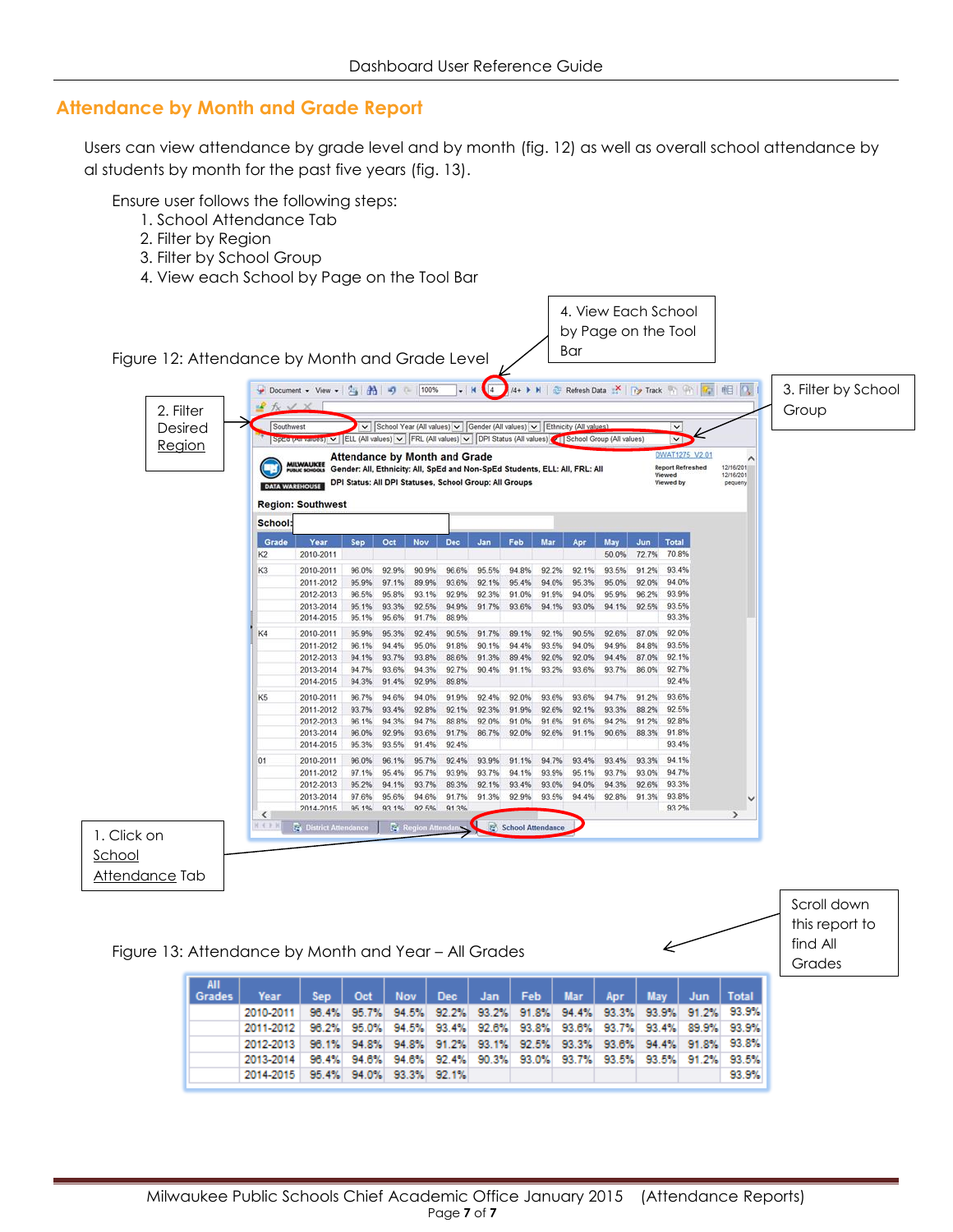## Attendance by Month and Grade Report

Users can view attendance by grade level and by month (fig. 12) as well as overall school attendance by al students by month for the past five years (fig. 13).

Ensure user follows the following steps:

1. School Attendance Tab
2. Filter by Region
3. Filter by School Group
4. View each School by Page on the Tool Bar

Figure 12: Attendance by Month and Grade Level

4. View Each School by Page on the Tool Bar

2. Filter Desired Region

3. Filter by School Group

1. Click on School Attendance Tab

Figure 13: Attendance by Month and Year – All Grades

Scroll down this report to find All Grades

| All Grades | Year | Sep | Oct | Nov | Dec | Jan | Feb | Mar | Apr | May | Jun | Total |
|---|---|---|---|---|---|---|---|---|---|---|---|---|
| | 2010-2011 | 96.4% | 95.7% | 94.5% | 92.2% | 93.2% | 91.8% | 94.4% | 93.3% | 93.9% | 91.2% | 93.9% |
| | 2011-2012 | 96.2% | 95.0% | 94.5% | 93.4% | 92.6% | 93.8% | 93.6% | 93.7% | 93.4% | 89.9% | 93.9% |
| | 2012-2013 | 96.1% | 94.8% | 94.8% | 91.2% | 93.1% | 92.5% | 93.3% | 93.6% | 94.4% | 91.8% | 93.8% |
| | 2013-2014 | 96.4% | 94.6% | 94.6% | 92.4% | 90.3% | 93.0% | 93.7% | 93.5% | 93.5% | 91.2% | 93.5% |
| | 2014-2015 | 95.4% | 94.0% | 93.3% | 92.1% | | | | | | | 93.9% |